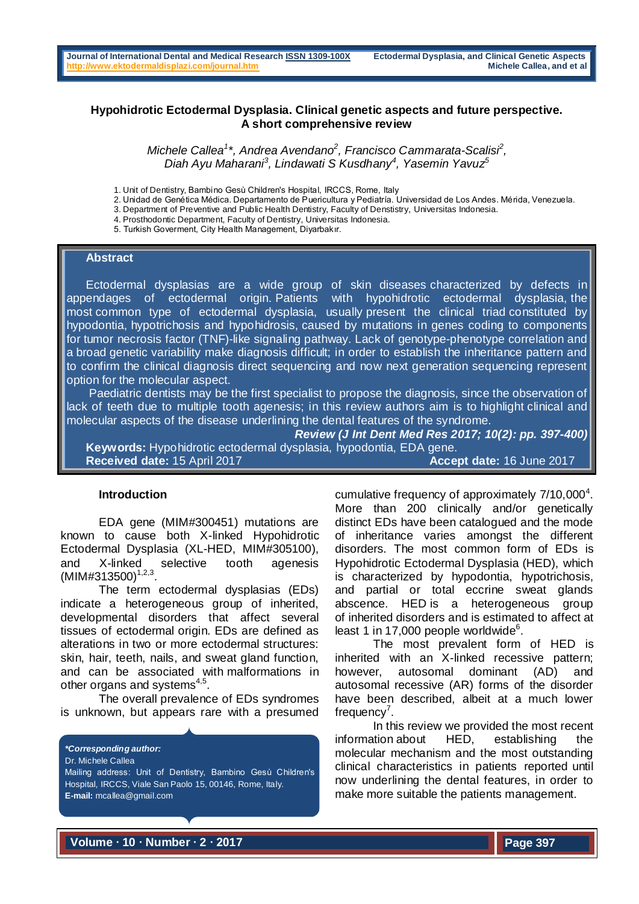# Hypohidrotic Ectodermal Dysplasia. Clinical genetic aspects and future perspective. A short comprehensive review

*Michele Callea[1]\*, Andrea Avendano[2], Francisco Cammarata-Scalisi[2], Diah Ayu Maharani[3], Lindawati S Kusdhany[4], Yasemin Yavuz[5]*

1. Unit of Dentistry, Bambino Gesù Children's Hospital, IRCCS, Rome, Italy
2. Unidad de Genética Médica. Departamento de Puericultura y Pediatría. Universidad de Los Andes. Mérida, Venezuela.
3. Department of Preventive and Public Health Dentistry, Faculty of Denstistry, Universitas Indonesia.
4. Prosthodontic Department, Faculty of Dentistry, Universitas Indonesia.
5. Turkish Goverment, City Health Management, Diyarbakır.

## Abstract

Ectodermal dysplasias are a wide group of skin diseases characterized by defects in appendages of ectodermal origin. Patients with hypohidrotic ectodermal dysplasia, the most common type of ectodermal dysplasia, usually present the clinical triad constituted by hypodontia, hypotrichosis and hypohidrosis, caused by mutations in genes coding to components for tumor necrosis factor (TNF)-like signaling pathway. Lack of genotype-phenotype correlation and a broad genetic variability make diagnosis difficult; in order to establish the inheritance pattern and to confirm the clinical diagnosis direct sequencing and now next generation sequencing represent option for the molecular aspect.

Paediatric dentists may be the first specialist to propose the diagnosis, since the observation of lack of teeth due to multiple tooth agenesis; in this review authors aim is to highlight clinical and molecular aspects of the disease underlining the dental features of the syndrome.

***Review (J Int Dent Med Res 2017; 10(2): pp. 397-400)***

**Keywords:** Hypohidrotic ectodermal dysplasia, hypodontia, EDA gene.

**Received date:** 15 April 2017 **Accept date:** 16 June 2017

### Introduction

EDA gene (MIM#300451) mutations are known to cause both X-linked Hypohidrotic Ectodermal Dysplasia (XL-HED, MIM#305100), and X-linked selective tooth agenesis (MIM#313500)[1,2,3].

The term ectodermal dysplasias (EDs) indicate a heterogeneous group of inherited, developmental disorders that affect several tissues of ectodermal origin. EDs are defined as alterations in two or more ectodermal structures: skin, hair, teeth, nails, and sweat gland function, and can be associated with malformations in other organs and systems[4,5].

The overall prevalence of EDs syndromes is unknown, but appears rare with a presumed cumulative frequency of approximately 7/10,000[4]. More than 200 clinically and/or genetically distinct EDs have been catalogued and the mode of inheritance varies amongst the different disorders. The most common form of EDs is Hypohidrotic Ectodermal Dysplasia (HED), which is characterized by hypodontia, hypotrichosis, and partial or total eccrine sweat glands abscence. HED is a heterogeneous group of inherited disorders and is estimated to affect at least 1 in 17,000 people worldwide[6].

The most prevalent form of HED is inherited with an X-linked recessive pattern; however, autosomal dominant (AD) and autosomal recessive (AR) forms of the disorder have been described, albeit at a much lower frequency[7].

In this review we provided the most recent information about HED, establishing the molecular mechanism and the most outstanding clinical characteristics in patients reported until now underlining the dental features, in order to make more suitable the patients management.

***Corresponding author:**
Dr. Michele Callea
Mailing address: Unit of Dentistry, Bambino Gesù Children's Hospital, IRCCS, Viale San Paolo 15, 00146, Rome, Italy.
**E-mail:** mcallea@gmail.com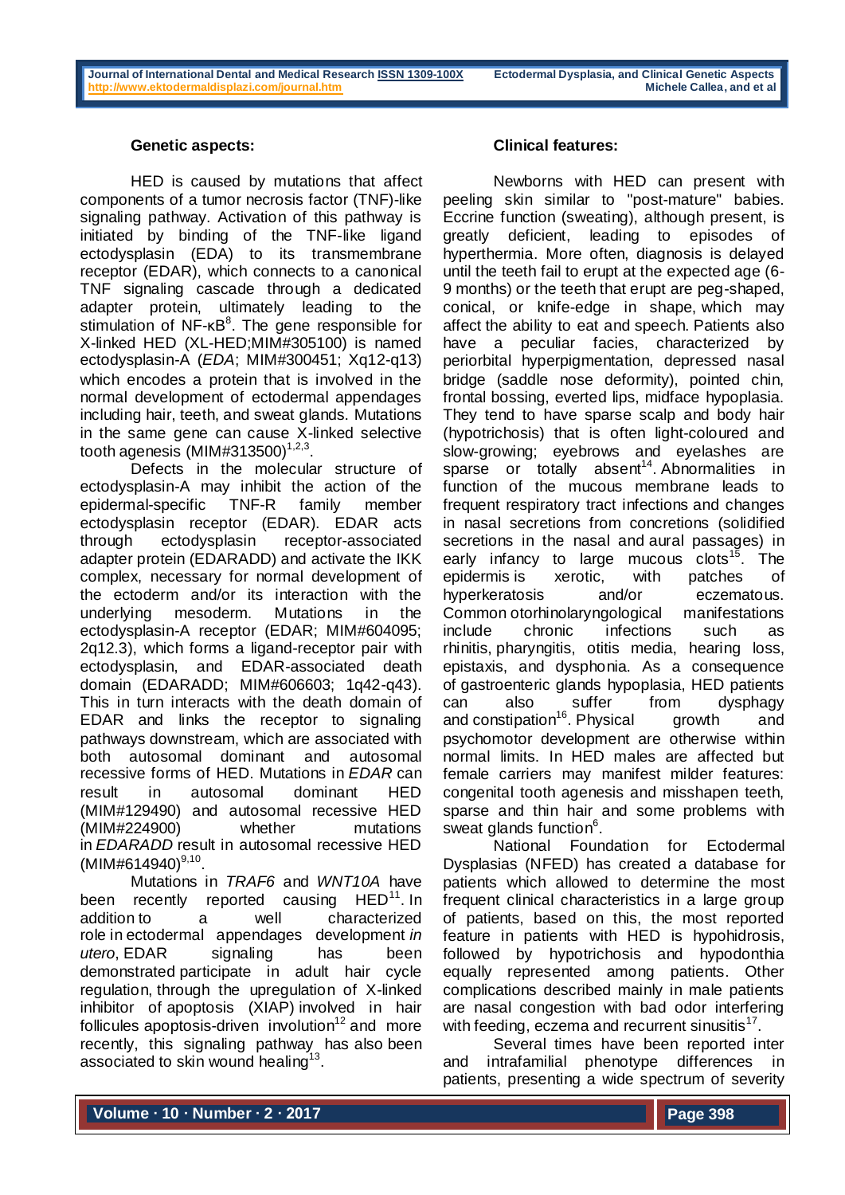**Genetic aspects:**

HED is caused by mutations that affect components of a tumor necrosis factor (TNF)-like signaling pathway. Activation of this pathway is initiated by binding of the TNF-like ligand ectodysplasin (EDA) to its transmembrane receptor (EDAR), which connects to a canonical TNF signaling cascade through a dedicated adapter protein, ultimately leading to the stimulation of NF-κB[8]. The gene responsible for X-linked HED (XL-HED;MIM#305100) is named ectodysplasin-A (*EDA*; MIM#300451; Xq12-q13) which encodes a protein that is involved in the normal development of ectodermal appendages including hair, teeth, and sweat glands. Mutations in the same gene can cause X-linked selective tooth agenesis (MIM#313500)[1,2,3].

Defects in the molecular structure of ectodysplasin-A may inhibit the action of the epidermal-specific TNF-R family member ectodysplasin receptor (EDAR). EDAR acts through ectodysplasin receptor-associated adapter protein (EDARADD) and activate the IKK complex, necessary for normal development of the ectoderm and/or its interaction with the underlying mesoderm. Mutations in the ectodysplasin-A receptor (EDAR; MIM#604095; 2q12.3), which forms a ligand-receptor pair with ectodysplasin, and EDAR-associated death domain (EDARADD; MIM#606603; 1q42-q43). This in turn interacts with the death domain of EDAR and links the receptor to signaling pathways downstream, which are associated with both autosomal dominant and autosomal recessive forms of HED. Mutations in *EDAR* can result in autosomal dominant HED (MIM#129490) and autosomal recessive HED (MIM#224900) whether mutations in *EDARADD* result in autosomal recessive HED (MIM#614940)[9,10].

Mutations in *TRAF6* and *WNT10A* have been recently reported causing HED[11]. In addition to a well characterized role in ectodermal appendages development *in utero*, EDAR signaling has been demonstrated participate in adult hair cycle regulation, through the upregulation of X-linked inhibitor of apoptosis (XIAP) involved in hair follicules apoptosis-driven involution[12] and more recently, this signaling pathway has also been associated to skin wound healing[13].

**Clinical features:**

Newborns with HED can present with peeling skin similar to "post-mature" babies. Eccrine function (sweating), although present, is greatly deficient, leading to episodes of hyperthermia. More often, diagnosis is delayed until the teeth fail to erupt at the expected age (6-9 months) or the teeth that erupt are peg-shaped, conical, or knife-edge in shape, which may affect the ability to eat and speech. Patients also have a peculiar facies, characterized by periorbital hyperpigmentation, depressed nasal bridge (saddle nose deformity), pointed chin, frontal bossing, everted lips, midface hypoplasia. They tend to have sparse scalp and body hair (hypotrichosis) that is often light-coloured and slow-growing; eyebrows and eyelashes are sparse or totally absent[14]. Abnormalities in function of the mucous membrane leads to frequent respiratory tract infections and changes in nasal secretions from concretions (solidified secretions in the nasal and aural passages) in early infancy to large mucous clots[15]. The epidermis is xerotic, with patches of hyperkeratosis and/or eczematous. Common otorhinolaryngological manifestations include chronic infections such as rhinitis, pharyngitis, otitis media, hearing loss, epistaxis, and dysphonia. As a consequence of gastroenteric glands hypoplasia, HED patients can also suffer from dysphagy and constipation[16]. Physical growth and psychomotor development are otherwise within normal limits. In HED males are affected but female carriers may manifest milder features: congenital tooth agenesis and misshapen teeth, sparse and thin hair and some problems with sweat glands function[6].

National Foundation for Ectodermal Dysplasias (NFED) has created a database for patients which allowed to determine the most frequent clinical characteristics in a large group of patients, based on this, the most reported feature in patients with HED is hypohidrosis, followed by hypotrichosis and hypodonthia equally represented among patients. Other complications described mainly in male patients are nasal congestion with bad odor interfering with feeding, eczema and recurrent sinusitis[17].

Several times have been reported inter and intrafamilial phenotype differences in patients, presenting a wide spectrum of severity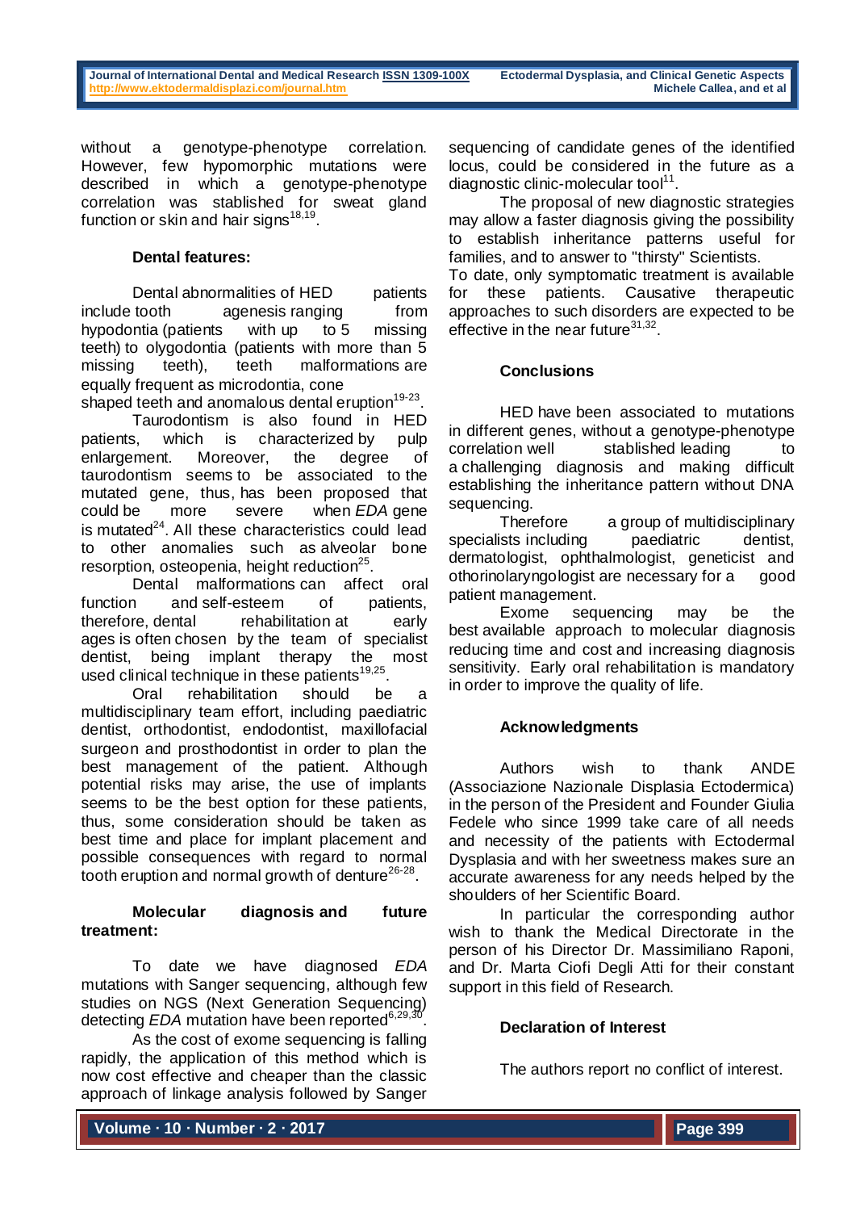without a genotype-phenotype correlation. However, few hypomorphic mutations were described in which a genotype-phenotype correlation was stablished for sweat gland function or skin and hair signs[18,19].

### Dental features:

Dental abnormalities of HED patients include tooth agenesis ranging from hypodontia (patients with up to 5 missing teeth) to olygodontia (patients with more than 5 missing teeth), teeth malformations are equally frequent as microdontia, cone shaped teeth and anomalous dental eruption[19-23].

Taurodontism is also found in HED patients, which is characterized by pulp enlargement. Moreover, the degree of taurodontism seems to be associated to the mutated gene, thus, has been proposed that could be more severe when *EDA* gene is mutated[24]. All these characteristics could lead to other anomalies such as alveolar bone resorption, osteopenia, height reduction[25].

Dental malformations can affect oral function and self-esteem of patients, therefore, dental rehabilitation at early ages is often chosen by the team of specialist dentist, being implant therapy the most used clinical technique in these patients[19,25].

Oral rehabilitation should be a multidisciplinary team effort, including paediatric dentist, orthodontist, endodontist, maxillofacial surgeon and prosthodontist in order to plan the best management of the patient. Although potential risks may arise, the use of implants seems to be the best option for these patients, thus, some consideration should be taken as best time and place for implant placement and possible consequences with regard to normal tooth eruption and normal growth of denture[26-28].

### Molecular diagnosis and future treatment:

To date we have diagnosed *EDA* mutations with Sanger sequencing, although few studies on NGS (Next Generation Sequencing) detecting *EDA* mutation have been reported[6,29,30].

As the cost of exome sequencing is falling rapidly, the application of this method which is now cost effective and cheaper than the classic approach of linkage analysis followed by Sanger sequencing of candidate genes of the identified locus, could be considered in the future as a diagnostic clinic-molecular tool[11].

The proposal of new diagnostic strategies may allow a faster diagnosis giving the possibility to establish inheritance patterns useful for families, and to answer to "thirsty" Scientists.

To date, only symptomatic treatment is available for these patients. Causative therapeutic approaches to such disorders are expected to be effective in the near future[31,32].

### Conclusions

HED have been associated to mutations in different genes, without a genotype-phenotype correlation well stablished leading to a challenging diagnosis and making difficult establishing the inheritance pattern without DNA sequencing.

Therefore a group of multidisciplinary specialists including paediatric dentist, dermatologist, ophthalmologist, geneticist and othorinolaryngologist are necessary for a good patient management.

Exome sequencing may be the best available approach to molecular diagnosis reducing time and cost and increasing diagnosis sensitivity. Early oral rehabilitation is mandatory in order to improve the quality of life.

### Acknowledgments

Authors wish to thank ANDE (Associazione Nazionale Displasia Ectodermica) in the person of the President and Founder Giulia Fedele who since 1999 take care of all needs and necessity of the patients with Ectodermal Dysplasia and with her sweetness makes sure an accurate awareness for any needs helped by the shoulders of her Scientific Board.

In particular the corresponding author wish to thank the Medical Directorate in the person of his Director Dr. Massimiliano Raponi, and Dr. Marta Ciofi Degli Atti for their constant support in this field of Research.

### Declaration of Interest

The authors report no conflict of interest.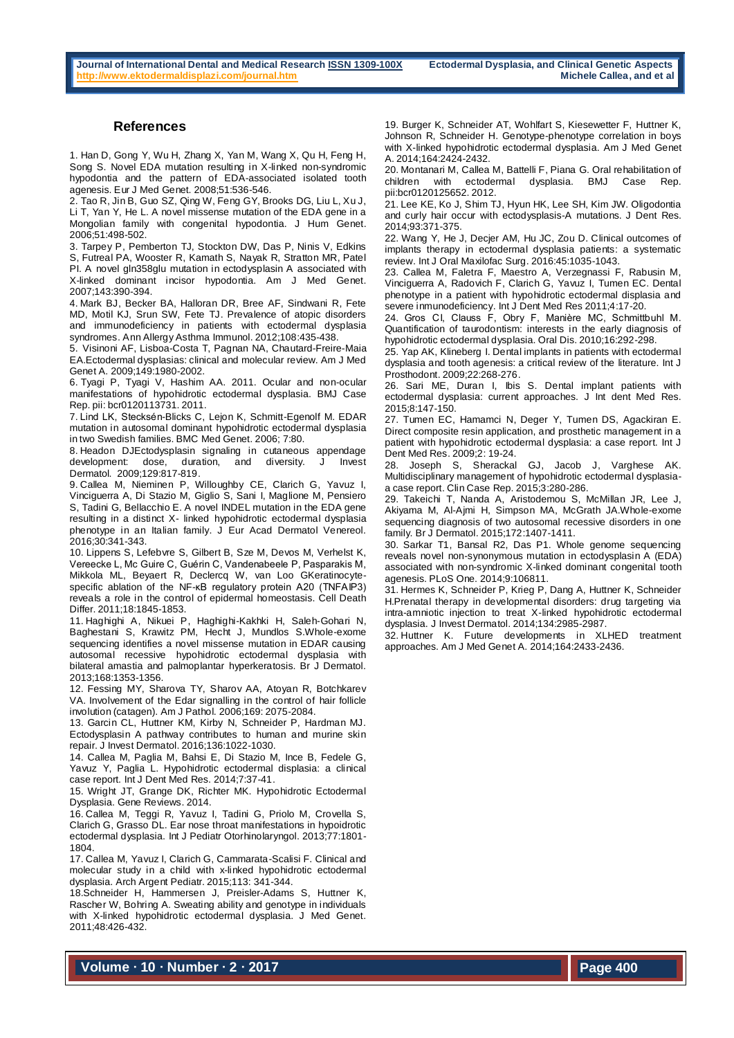## References

1. Han D, Gong Y, Wu H, Zhang X, Yan M, Wang X, Qu H, Feng H, Song S. Novel EDA mutation resulting in X-linked non-syndromic hypodontia and the pattern of EDA-associated isolated tooth agenesis. Eur J Med Genet. 2008;51:536-546.
2. Tao R, Jin B, Guo SZ, Qing W, Feng GY, Brooks DG, Liu L, Xu J, Li T, Yan Y, He L. A novel missense mutation of the EDA gene in a Mongolian family with congenital hypodontia. J Hum Genet. 2006;51:498-502.
3. Tarpey P, Pemberton TJ, Stockton DW, Das P, Ninis V, Edkins S, Futreal PA, Wooster R, Kamath S, Nayak R, Stratton MR, Patel PI. A novel gln358glu mutation in ectodysplasin A associated with X-linked dominant incisor hypodontia. Am J Med Genet. 2007;143:390-394.
4. Mark BJ, Becker BA, Halloran DR, Bree AF, Sindwani R, Fete MD, Motil KJ, Srun SW, Fete TJ. Prevalence of atopic disorders and immunodeficiency in patients with ectodermal dysplasia syndromes. Ann Allergy Asthma Immunol. 2012;108:435-438.
5. Visinoni AF, Lisboa-Costa T, Pagnan NA, Chautard-Freire-Maia EA.Ectodermal dysplasias: clinical and molecular review. Am J Med Genet A. 2009;149:1980-2002.
6. Tyagi P, Tyagi V, Hashim AA. 2011. Ocular and non-ocular manifestations of hypohidrotic ectodermal dysplasia. BMJ Case Rep. pii: bcr0120113731. 2011.
7. Lind LK, Stecksén-Blicks C, Lejon K, Schmitt-Egenolf M. EDAR mutation in autosomal dominant hypohidrotic ectodermal dysplasia in two Swedish families. BMC Med Genet. 2006; 7:80.
8. Headon DJEctodysplasin signaling in cutaneous appendage development: dose, duration, and diversity. J Invest Dermatol. 2009;129:817-819.
9. Callea M, Nieminen P, Willoughby CE, Clarich G, Yavuz I, Vinciguerra A, Di Stazio M, Giglio S, Sani I, Maglione M, Pensiero S, Tadini G, Bellacchio E. A novel INDEL mutation in the EDA gene resulting in a distinct X- linked hypohidrotic ectodermal dysplasia phenotype in an Italian family. J Eur Acad Dermatol Venereol. 2016;30:341-343.
10. Lippens S, Lefebvre S, Gilbert B, Sze M, Devos M, Verhelst K, Vereecke L, Mc Guire C, Guérin C, Vandenabeele P, Pasparakis M, Mikkola ML, Beyaert R, Declercq W, van Loo GKeratinocyte-specific ablation of the NF-κB regulatory protein A20 (TNFAIP3) reveals a role in the control of epidermal homeostasis. Cell Death Differ. 2011;18:1845-1853.
11. Haghighi A, Nikuei P, Haghighi-Kakhki H, Saleh-Gohari N, Baghestani S, Krawitz PM, Hecht J, Mundlos S.Whole-exome sequencing identifies a novel missense mutation in EDAR causing autosomal recessive hypohidrotic ectodermal dysplasia with bilateral amastia and palmoplantar hyperkeratosis. Br J Dermatol. 2013;168:1353-1356.
12. Fessing MY, Sharova TY, Sharov AA, Atoyan R, Botchkarev VA. Involvement of the Edar signalling in the control of hair follicle involution (catagen). Am J Pathol. 2006;169: 2075-2084.
13. Garcin CL, Huttner KM, Kirby N, Schneider P, Hardman MJ. Ectodysplasin A pathway contributes to human and murine skin repair. J Invest Dermatol. 2016;136:1022-1030.
14. Callea M, Paglia M, Bahsi E, Di Stazio M, Ince B, Fedele G, Yavuz Y, Paglia L. Hypohidrotic ectodermal displasia: a clinical case report. Int J Dent Med Res. 2014;7:37-41.
15. Wright JT, Grange DK, Richter MK. Hypohidrotic Ectodermal Dysplasia. Gene Reviews. 2014.
16. Callea M, Teggi R, Yavuz I, Tadini G, Priolo M, Crovella S, Clarich G, Grasso DL. Ear nose throat manifestations in hypoidrotic ectodermal dysplasia. Int J Pediatr Otorhinolaryngol. 2013;77:1801-1804.
17. Callea M, Yavuz I, Clarich G, Cammarata-Scalisi F. Clinical and molecular study in a child with x-linked hypohidrotic ectodermal dysplasia. Arch Argent Pediatr. 2015;113: 341-344.
18.Schneider H, Hammersen J, Preisler-Adams S, Huttner K, Rascher W, Bohring A. Sweating ability and genotype in individuals with X-linked hypohidrotic ectodermal dysplasia. J Med Genet. 2011;48:426-432.
19. Burger K, Schneider AT, Wohlfart S, Kiesewetter F, Huttner K, Johnson R, Schneider H. Genotype-phenotype correlation in boys with X-linked hypohidrotic ectodermal dysplasia. Am J Med Genet A. 2014;164:2424-2432.
20. Montanari M, Callea M, Battelli F, Piana G. Oral rehabilitation of children with ectodermal dysplasia. BMJ Case Rep. pii:bcr0120125652. 2012.
21. Lee KE, Ko J, Shim TJ, Hyun HK, Lee SH, Kim JW. Oligodontia and curly hair occur with ectodysplasin-A mutations. J Dent Res. 2014;93:371-375.
22. Wang Y, He J, Decjer AM, Hu JC, Zou D. Clinical outcomes of implants therapy in ectodermal dysplasia patients: a systematic review. Int J Oral Maxilofac Surg. 2016:45:1035-1043.
23. Callea M, Faletra F, Maestro A, Verzegnassi F, Rabusin M, Vinciguerra A, Radovich F, Clarich G, Yavuz I, Tumen EC. Dental phenotype in a patient with hypohidrotic ectodermal displasia and severe inmunodeficiency. Int J Dent Med Res 2011;4:17-20.
24. Gros CI, Clauss F, Obry F, Manière MC, Schmittbuhl M. Quantification of taurodontism: interests in the early diagnosis of hypohidrotic ectodermal dysplasia. Oral Dis. 2010;16:292-298.
25. Yap AK, Klineberg I. Dental implants in patients with ectodermal dysplasia and tooth agenesis: a critical review of the literature. Int J Prosthodont. 2009;22:268-276.
26. Sari ME, Duran I, Ibis S. Dental implant patients with ectodermal dysplasia: current approaches. J Int dent Med Res. 2015;8:147-150.
27. Tumen EC, Hamamci N, Deger Y, Tumen DS, Agackiran E. Direct composite resin application, and prosthetic management in a patient with hypohidrotic ectodermal dysplasia: a case report. Int J Dent Med Res. 2009;2: 19-24.
28. Joseph S, Sherackal GJ, Jacob J, Varghese AK. Multidisciplinary management of hypohidrotic ectodermal dysplasia-a case report. Clin Case Rep. 2015;3:280-286.
29. Takeichi T, Nanda A, Aristodemou S, McMillan JR, Lee J, Akiyama M, Al-Ajmi H, Simpson MA, McGrath JA.Whole-exome sequencing diagnosis of two autosomal recessive disorders in one family. Br J Dermatol. 2015;172:1407-1411.
30. Sarkar T1, Bansal R2, Das P1. Whole genome sequencing reveals novel non-synonymous mutation in ectodysplasin A (EDA) associated with non-syndromic X-linked dominant congenital tooth agenesis. PLoS One. 2014;9:106811.
31. Hermes K, Schneider P, Krieg P, Dang A, Huttner K, Schneider H.Prenatal therapy in developmental disorders: drug targeting via intra-amniotic injection to treat X-linked hypohidrotic ectodermal dysplasia. J Invest Dermatol. 2014;134:2985-2987.
32. Huttner K. Future developments in XLHED treatment approaches. Am J Med Genet A. 2014;164:2433-2436.